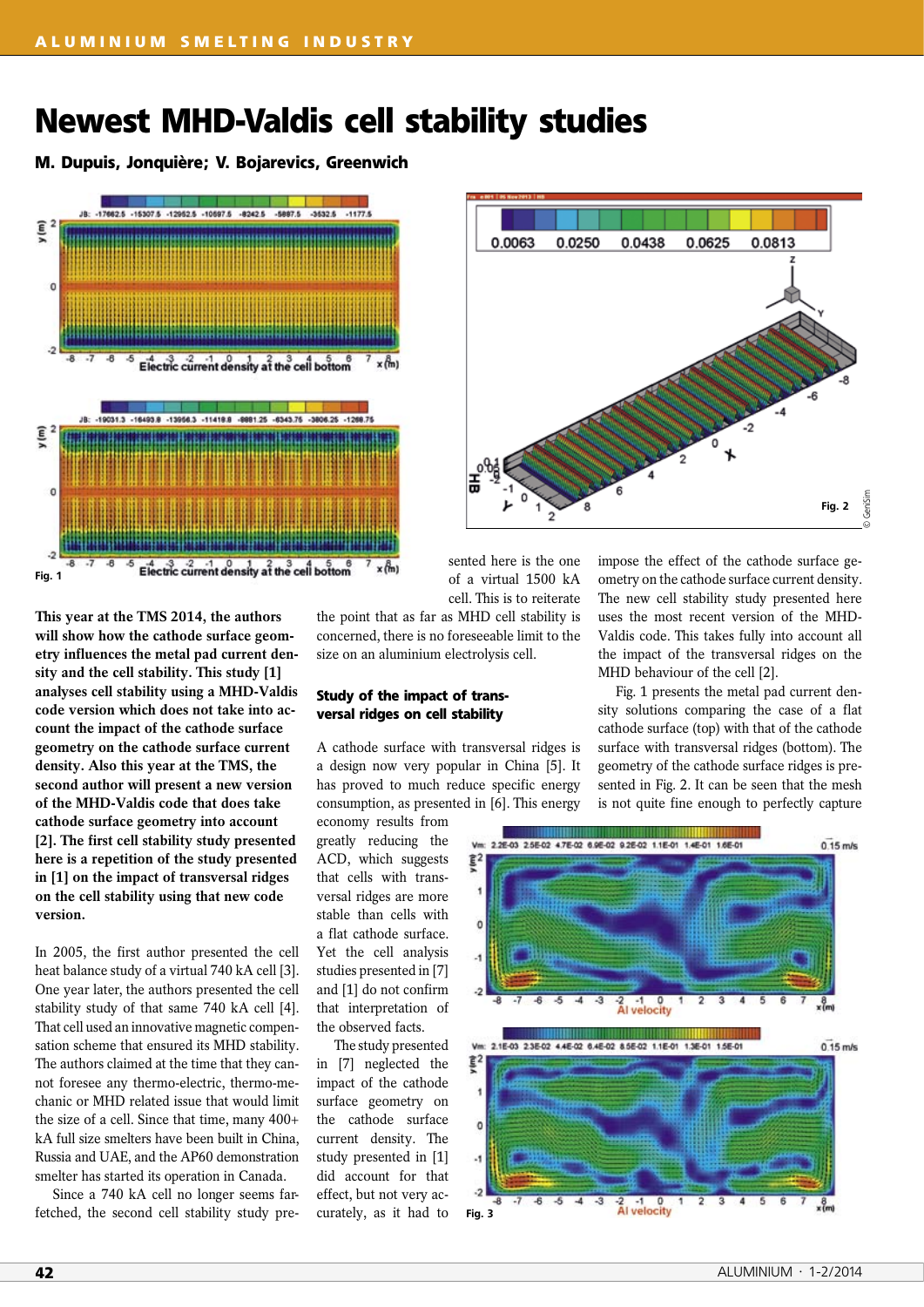# Newest MHD-Valdis cell stability studies

**M. Dupuis, Jonquière; V. Bojarevics, Greenwich**

Fig. 1

Fig. 2

**This year at the TMS 2014, the authors will show how the cathode surface geometry influences the metal pad current density and the cell stability. This study [1] analyses cell stability using a MHD-Valdis code version which does not take into account the impact of the cathode surface geometry on the cathode surface current density. Also this year at the TMS, the second author will present a new version of the MHD-Valdis code that does take cathode surface geometry into account [2]. The first cell stability study presented here is a repetition of the first study presented in [1] on the impact of transversal ridges on the cell stability using that new code version.**

In 2005, the first author presented the cell heat balance study of a virtual 740 kA cell [3]. One year later, the authors presented the cell stability study of that same 740 kA cell [4]. That cell used an innovative magnetic compensation scheme that ensured its MHD stability. The authors claimed at the time that they cannot foresee any thermo-electric, thermo-mechanic or MHD related issue that would limit the size of a cell. Since that time, many 400+ kA full size smelters have been built in China, Russia and UAE, and the AP60 demonstration smelter has started its operation in Canada.

Since a 740 kA cell no longer seems far-fetched, the second cell stability study presented here is the one of a virtual 1500 kA cell. This is to reiterate the point that as far as MHD cell stability is concerned, there is no foreseeable limit to the size on an aluminium electrolysis cell.

### Study of the impact of transversal ridges on cell stability

A cathode surface with transversal ridges is a design now very popular in China [5]. It has proved to much reduce specific energy consumption, as presented in [6]. This energy economy results from greatly reducing the ACD, which suggests that cells with transversal ridges are more stable than cells with a flat cathode surface. Yet the cell analysis studies presented in [7] and [1] do not confirm that interpretation of the observed facts.

The study presented in [7] neglected the impact of the cathode surface geometry on the cathode surface current density. The study presented in [1] did account for that effect, but not very accurately, as it had to impose the effect of the cathode surface geometry on the cathode surface current density. The new cell stability study presented here uses the most recent version of the MHD-Valdis code. This takes fully into account all the impact of the transversal ridges on the MHD behaviour of the cell [2].

Fig. 1 presents the metal pad current density solutions comparing the case of a flat cathode surface (top) with that of the cathode surface with transversal ridges (bottom). The geometry of the cathode surface ridges is presented in Fig. 2. It can be seen that the mesh is not quite fine enough to perfectly capture

Fig. 3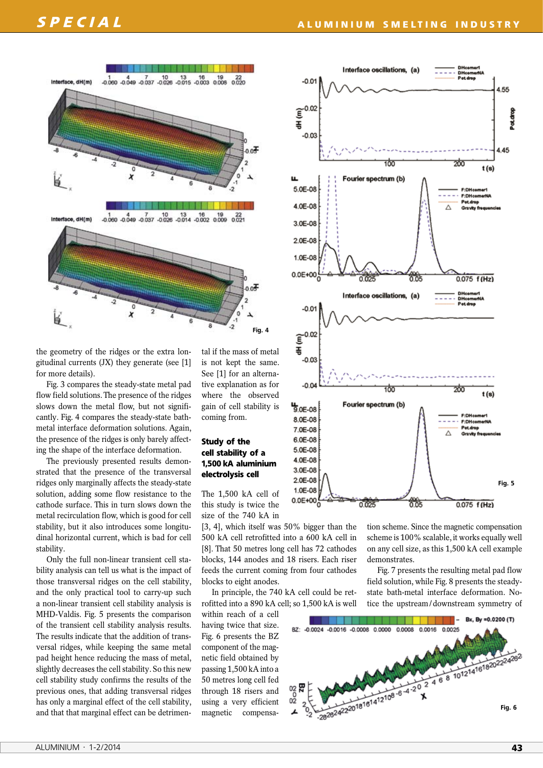the geometry of the ridges or the extra longitudinal currents (JX) they generate (see [1] for more details).

Fig. 3 compares the steady-state metal pad flow field solutions. The presence of the ridges slows down the metal flow, but not significantly. Fig. 4 compares the steady-state bath-metal interface deformation solutions. Again, the presence of the ridges is only barely affecting the shape of the interface deformation.

The previously presented results demonstrated that the presence of the transversal ridges only marginally affects the steady-state solution, adding some flow resistance to the cathode surface. This in turn slows down the metal recirculation flow, which is good for cell stability, but it also introduces some longitudinal horizontal current, which is bad for cell stability.

Only the full non-linear transient cell stability analysis can tell us what is the impact of those transversal ridges on the cell stability, and the only practical tool to carry-up such a non-linear transient cell stability analysis is MHD-Valdis. Fig. 5 presents the comparison of the transient cell stability analysis results. The results indicate that the addition of transversal ridges, while keeping the same metal pad height hence reducing the mass of metal, slightly decreases the cell stability. So this new cell stability study confirms the results of the previous ones, that adding transversal ridges has only a marginal effect of the cell stability, and that that marginal effect can be detrimental if the mass of metal is not kept the same. See [1] for an alternative explanation as for where the observed gain of cell stability is coming from.

Fig. 4

Fig. 5

### Study of the cell stability of a 1,500 kA aluminium electrolysis cell

The 1,500 kA cell of this study is twice the size of the 740 kA in [3, 4], which itself was 50% bigger than the 500 kA cell retrofitted into a 600 kA cell in [8]. That 50 metres long cell has 72 cathodes blocks, 144 anodes and 18 risers. Each riser feeds the current coming from four cathodes blocks to eight anodes.

In principle, the 740 kA cell could be retrofitted into a 890 kA cell; so 1,500 kA is well within reach of a cell having twice that size. Fig. 6 presents the BZ component of the magnetic field obtained by passing 1,500 kA into a 50 metres long cell fed through 18 risers and using a very efficient magnetic compensation scheme. Since the magnetic compensation scheme is 100% scalable, it works equally well on any cell size, as this 1,500 kA cell example demonstrates.

Fig. 7 presents the resulting metal pad flow field solution, while Fig. 8 presents the steady-state bath-metal interface deformation. Notice the upstream/downstream symmetry of

Fig. 6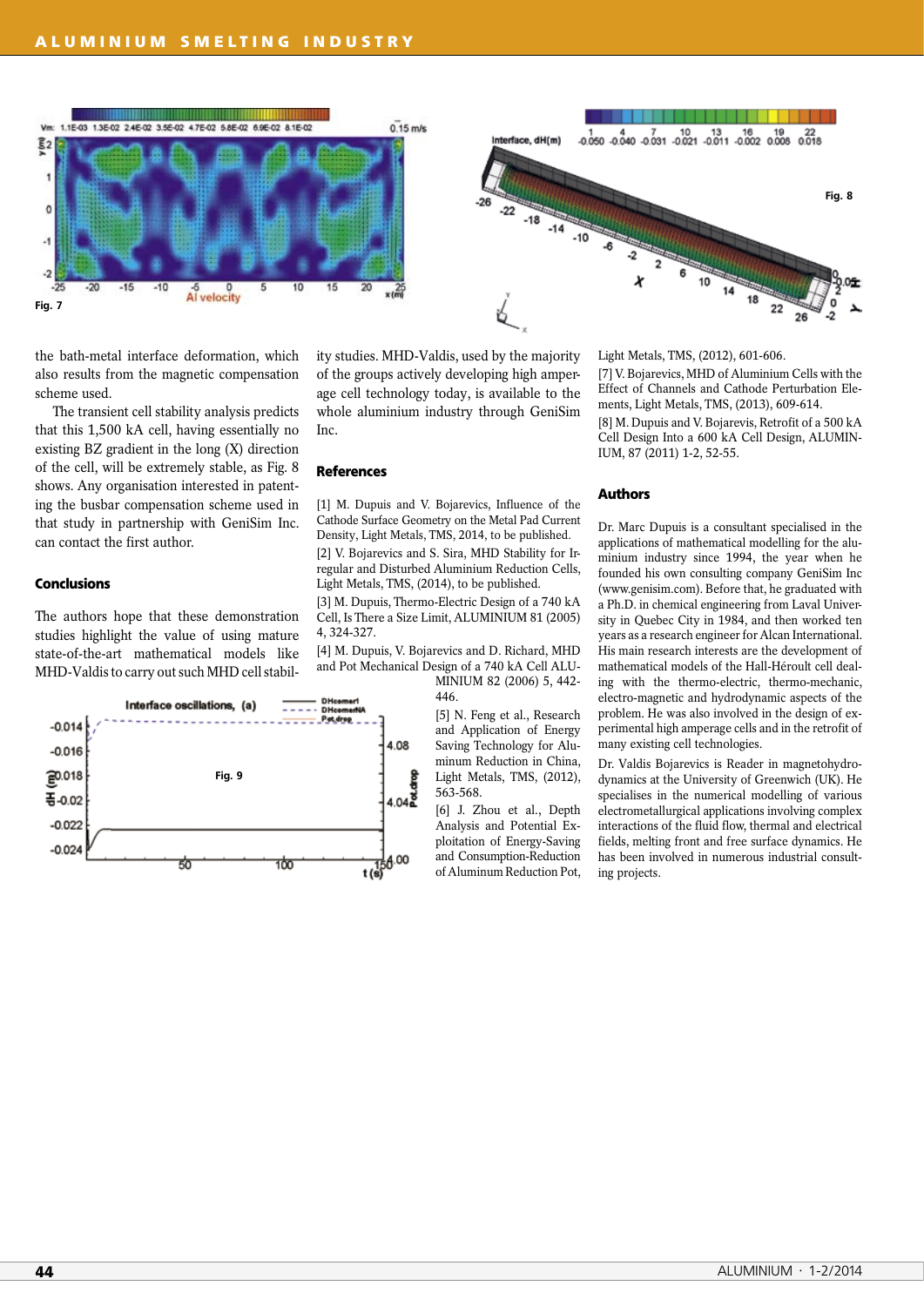Vm: 1.1E-03 1.3E-02 2.4E-02 3.5E-02 4.7E-02 5.8E-02 6.9E-02 8.1E-02

0.15 m/s

Al velocity

Fig. 7

Interface, dH(m)

-0.050 -0.040 -0.031 -0.021 -0.011 -0.002 0.008 0.018

Fig. 8

the bath-metal interface deformation, which also results from the magnetic compensation scheme used.

The transient cell stability analysis predicts that this 1,500 kA cell, having essentially no existing BZ gradient in the long (X) direction of the cell, will be extremely stable, as Fig. 8 shows. Any organisation interested in patenting the busbar compensation scheme used in that study in partnership with GeniSim Inc. can contact the first author.

## Conclusions

The authors hope that these demonstration studies highlight the value of using mature state-of-the-art mathematical models like MHD-Valdis to carry out such MHD cell stability studies. MHD-Valdis, used by the majority of the groups actively developing high amperage cell technology today, is available to the whole aluminium industry through GeniSim Inc.

Interface oscillations, (a)

DHcomer1

DHcomerNA

Pot.drop

Fig. 9

## References

[1] M. Dupuis and V. Bojarevics, Influence of the Cathode Surface Geometry on the Metal Pad Current Density, Light Metals, TMS, 2014, to be published.

[2] V. Bojarevics and S. Sira, MHD Stability for Irregular and Disturbed Aluminium Reduction Cells, Light Metals, TMS, (2014), to be published.

[3] M. Dupuis, Thermo-Electric Design of a 740 kA Cell, Is There a Size Limit, ALUMINIUM 81 (2005) 4, 324-327.

[4] M. Dupuis, V. Bojarevics and D. Richard, MHD and Pot Mechanical Design of a 740 kA Cell ALUMINIUM 82 (2006) 5, 442-446.

[5] N. Feng et al., Research and Application of Energy Saving Technology for Aluminum Reduction in China, Light Metals, TMS, (2012), 563-568.

[6] J. Zhou et al., Depth Analysis and Potential Exploitation of Energy-Saving and Consumption-Reduction of Aluminum Reduction Pot, Light Metals, TMS, (2012), 601-606.

[7] V. Bojarevics, MHD of Aluminium Cells with the Effect of Channels and Cathode Perturbation Elements, Light Metals, TMS, (2013), 609-614.

[8] M. Dupuis and V. Bojarevis, Retrofit of a 500 kA Cell Design Into a 600 kA Cell Design, ALUMINIUM, 87 (2011) 1-2, 52-55.

## Authors

Dr. Marc Dupuis is a consultant specialised in the applications of mathematical modelling for the aluminium industry since 1994, the year when he founded his own consulting company GeniSim Inc (www.genisim.com). Before that, he graduated with a Ph.D. in chemical engineering from Laval University in Quebec City in 1984, and then worked ten years as a research engineer for Alcan International. His main research interests are the development of mathematical models of the Hall-Héroult cell dealing with the thermo-electric, thermo-mechanic, electro-magnetic and hydrodynamic aspects of the problem. He was also involved in the design of experimental high amperage cells and in the retrofit of many existing cell technologies.

Dr. Valdis Bojarevics is Reader in magnetohydrodynamics at the University of Greenwich (UK). He specialises in the numerical modelling of various electrometallurgical applications involving complex interactions of the fluid flow, thermal and electrical fields, melting front and free surface dynamics. He has been involved in numerous industrial consulting projects.